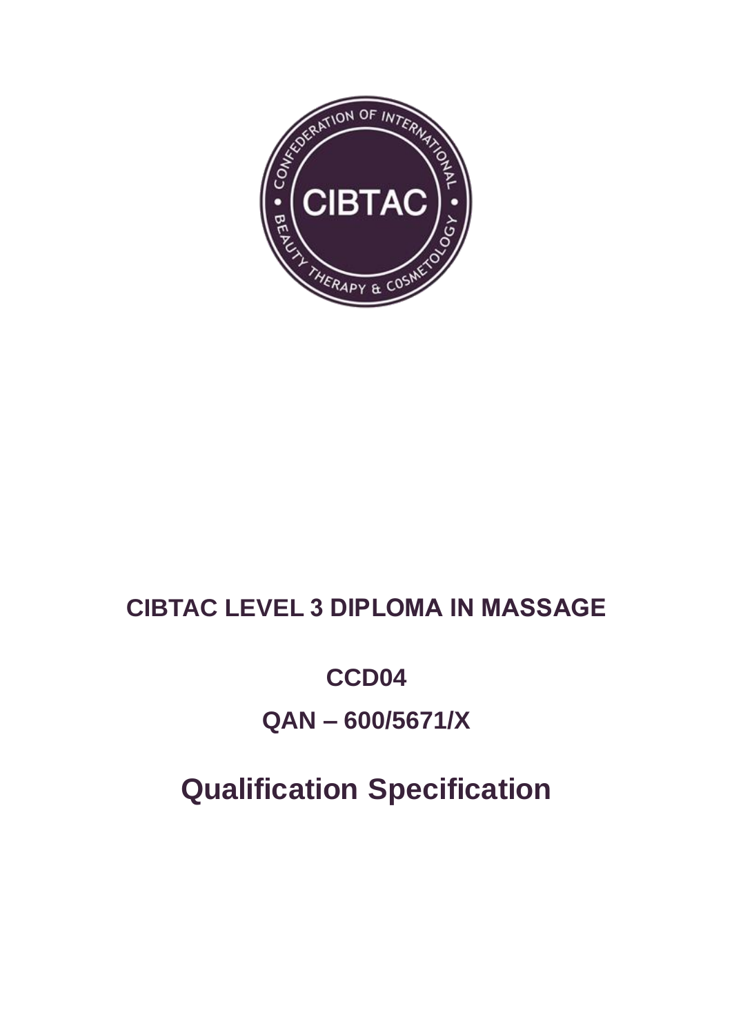# CIBTAC LEVEL 3 DIPLOMA IN MASSAGE

## CCD04

## QAN – 600/5671/X

# Qualification Specification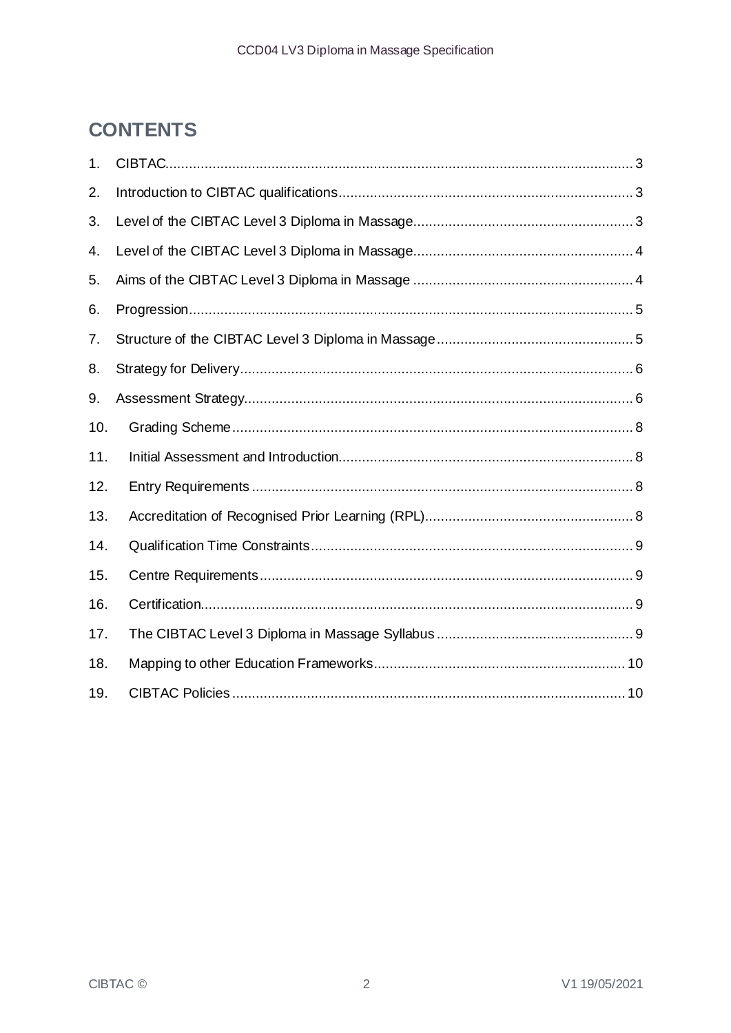# CONTENTS

1. CIBTAC....................................................................................................................... 3
2. Introduction to CIBTAC qualifications........................................................................... 3
3. Level of the CIBTAC Level 3 Diploma in Massage....................................................... 3
4. Level of the CIBTAC Level 3 Diploma in Massage....................................................... 4
5. Aims of the CIBTAC Level 3 Diploma in Massage ....................................................... 4
6. Progression................................................................................................................. 5
7. Structure of the CIBTAC Level 3 Diploma in Massage................................................. 5
8. Strategy for Delivery.................................................................................................... 6
9. Assessment Strategy................................................................................................... 6
10. Grading Scheme...................................................................................................... 8
11. Initial Assessment and Introduction........................................................................... 8
12. Entry Requirements ................................................................................................. 8
13. Accreditation of Recognised Prior Learning (RPL).................................................... 8
14. Qualification Time Constraints.................................................................................. 9
15. Centre Requirements............................................................................................... 9
16. Certification.............................................................................................................. 9
17. The CIBTAC Level 3 Diploma in Massage Syllabus ................................................. 9
18. Mapping to other Education Frameworks............................................................... 10
19. CIBTAC Policies .................................................................................................... 10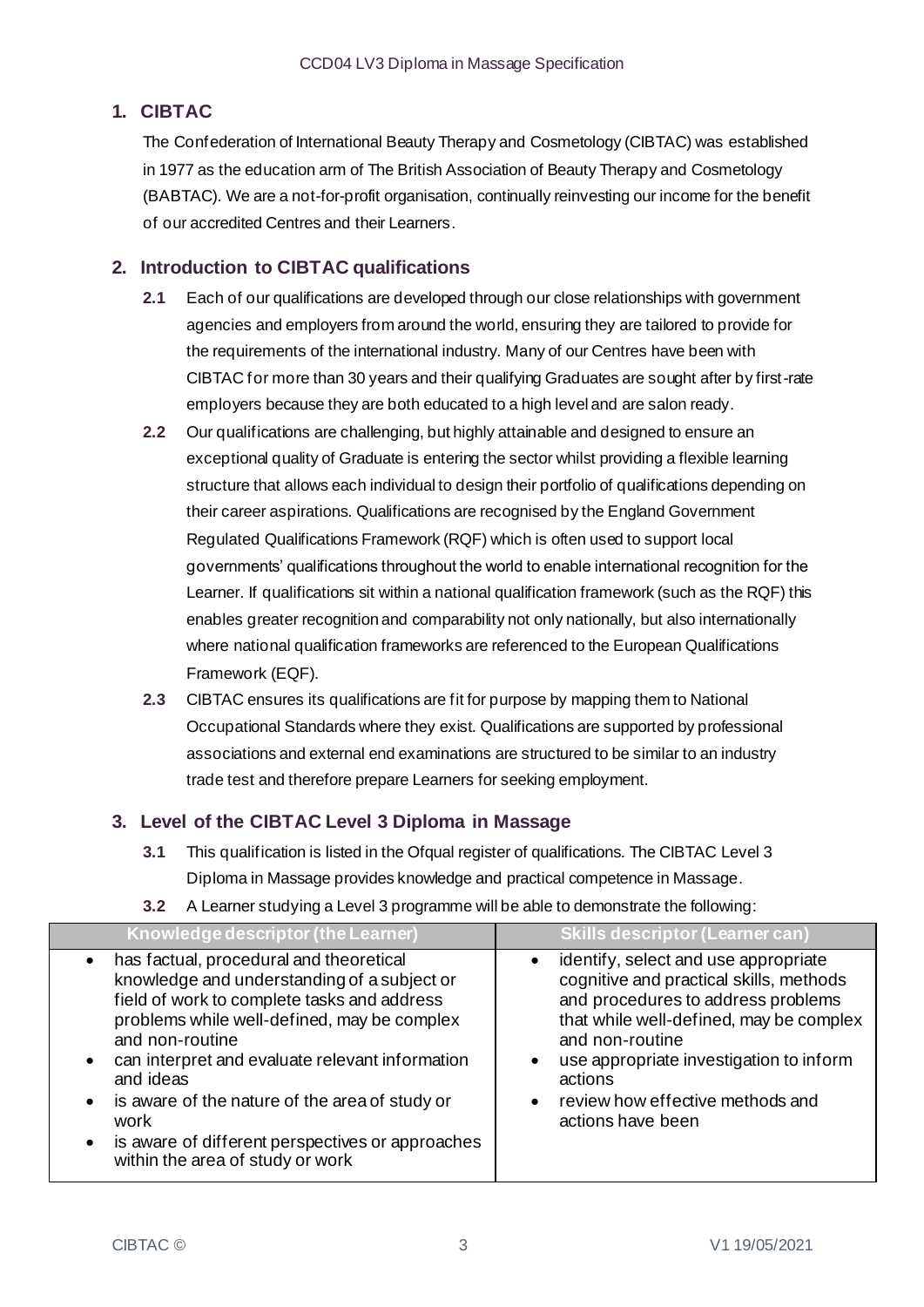## 1. CIBTAC

The Confederation of International Beauty Therapy and Cosmetology (CIBTAC) was established in 1977 as the education arm of The British Association of Beauty Therapy and Cosmetology (BABTAC). We are a not-for-profit organisation, continually reinvesting our income for the benefit of our accredited Centres and their Learners.

## 2. Introduction to CIBTAC qualifications

**2.1** Each of our qualifications are developed through our close relationships with government agencies and employers from around the world, ensuring they are tailored to provide for the requirements of the international industry. Many of our Centres have been with CIBTAC for more than 30 years and their qualifying Graduates are sought after by first-rate employers because they are both educated to a high level and are salon ready.

**2.2** Our qualifications are challenging, but highly attainable and designed to ensure an exceptional quality of Graduate is entering the sector whilst providing a flexible learning structure that allows each individual to design their portfolio of qualifications depending on their career aspirations. Qualifications are recognised by the England Government Regulated Qualifications Framework (RQF) which is often used to support local governments' qualifications throughout the world to enable international recognition for the Learner. If qualifications sit within a national qualification framework (such as the RQF) this enables greater recognition and comparability not only nationally, but also internationally where national qualification frameworks are referenced to the European Qualifications Framework (EQF).

**2.3** CIBTAC ensures its qualifications are fit for purpose by mapping them to National Occupational Standards where they exist. Qualifications are supported by professional associations and external end examinations are structured to be similar to an industry trade test and therefore prepare Learners for seeking employment.

## 3. Level of the CIBTAC Level 3 Diploma in Massage

**3.1** This qualification is listed in the Ofqual register of qualifications. The CIBTAC Level 3 Diploma in Massage provides knowledge and practical competence in Massage.

**3.2** A Learner studying a Level 3 programme will be able to demonstrate the following:

| Knowledge descriptor (the Learner) | Skills descriptor (Learner can) |
|---|---|
| • has factual, procedural and theoretical knowledge and understanding of a subject or field of work to complete tasks and address problems while well-defined, may be complex and non-routine<br>• can interpret and evaluate relevant information and ideas<br>• is aware of the nature of the area of study or work<br>• is aware of different perspectives or approaches within the area of study or work | • identify, select and use appropriate cognitive and practical skills, methods and procedures to address problems that while well-defined, may be complex and non-routine<br>• use appropriate investigation to inform actions<br>• review how effective methods and actions have been |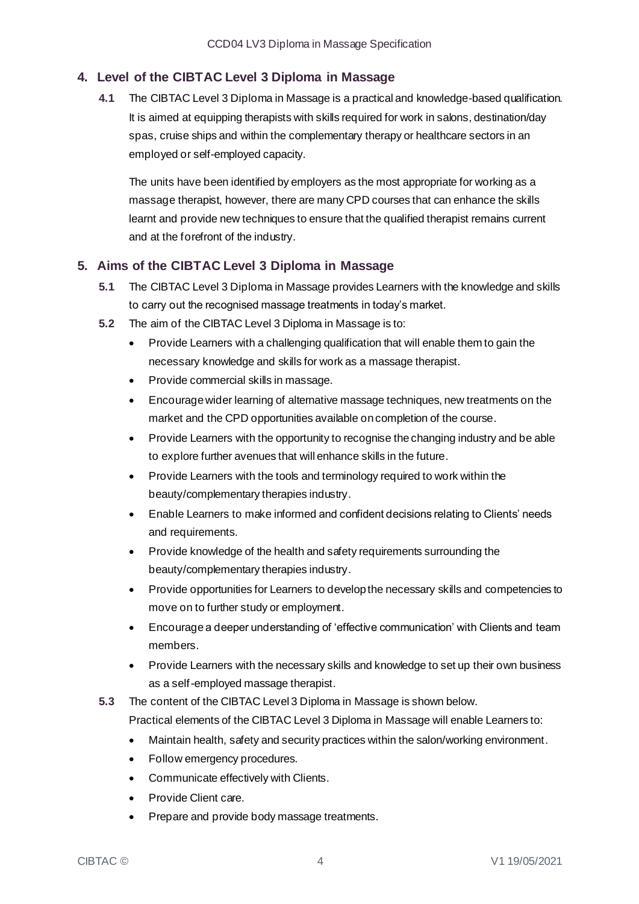## 4. Level of the CIBTAC Level 3 Diploma in Massage

**4.1** The CIBTAC Level 3 Diploma in Massage is a practical and knowledge-based qualification. It is aimed at equipping therapists with skills required for work in salons, destination/day spas, cruise ships and within the complementary therapy or healthcare sectors in an employed or self-employed capacity.

The units have been identified by employers as the most appropriate for working as a massage therapist, however, there are many CPD courses that can enhance the skills learnt and provide new techniques to ensure that the qualified therapist remains current and at the forefront of the industry.

## 5. Aims of the CIBTAC Level 3 Diploma in Massage

**5.1** The CIBTAC Level 3 Diploma in Massage provides Learners with the knowledge and skills to carry out the recognised massage treatments in today's market.

**5.2** The aim of the CIBTAC Level 3 Diploma in Massage is to:

- Provide Learners with a challenging qualification that will enable them to gain the necessary knowledge and skills for work as a massage therapist.
- Provide commercial skills in massage.
- Encourage wider learning of alternative massage techniques, new treatments on the market and the CPD opportunities available on completion of the course.
- Provide Learners with the opportunity to recognise the changing industry and be able to explore further avenues that will enhance skills in the future.
- Provide Learners with the tools and terminology required to work within the beauty/complementary therapies industry.
- Enable Learners to make informed and confident decisions relating to Clients' needs and requirements.
- Provide knowledge of the health and safety requirements surrounding the beauty/complementary therapies industry.
- Provide opportunities for Learners to develop the necessary skills and competencies to move on to further study or employment.
- Encourage a deeper understanding of 'effective communication' with Clients and team members.
- Provide Learners with the necessary skills and knowledge to set up their own business as a self-employed massage therapist.

**5.3** The content of the CIBTAC Level 3 Diploma in Massage is shown below.
Practical elements of the CIBTAC Level 3 Diploma in Massage will enable Learners to:

- Maintain health, safety and security practices within the salon/working environment.
- Follow emergency procedures.
- Communicate effectively with Clients.
- Provide Client care.
- Prepare and provide body massage treatments.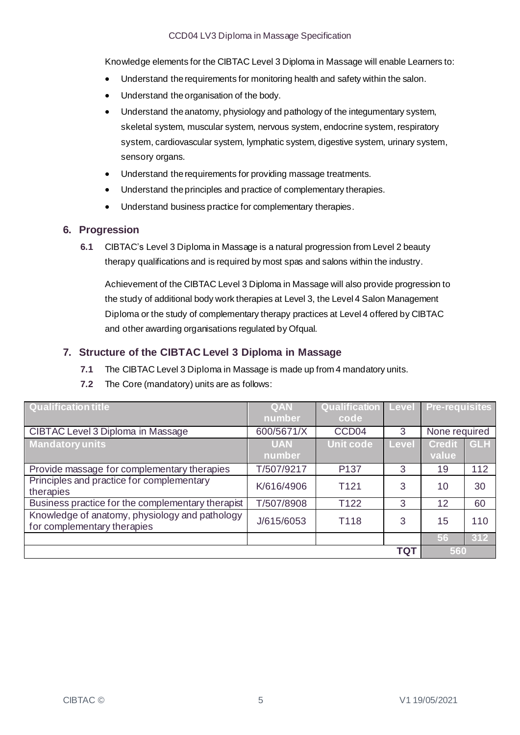Knowledge elements for the CIBTAC Level 3 Diploma in Massage will enable Learners to:

- Understand the requirements for monitoring health and safety within the salon.
- Understand the organisation of the body.
- Understand the anatomy, physiology and pathology of the integumentary system, skeletal system, muscular system, nervous system, endocrine system, respiratory system, cardiovascular system, lymphatic system, digestive system, urinary system, sensory organs.
- Understand the requirements for providing massage treatments.
- Understand the principles and practice of complementary therapies.
- Understand business practice for complementary therapies.

## 6. Progression

**6.1** CIBTAC's Level 3 Diploma in Massage is a natural progression from Level 2 beauty therapy qualifications and is required by most spas and salons within the industry.

Achievement of the CIBTAC Level 3 Diploma in Massage will also provide progression to the study of additional body work therapies at Level 3, the Level 4 Salon Management Diploma or the study of complementary therapy practices at Level 4 offered by CIBTAC and other awarding organisations regulated by Ofqual.

## 7. Structure of the CIBTAC Level 3 Diploma in Massage

**7.1** The CIBTAC Level 3 Diploma in Massage is made up from 4 mandatory units.

**7.2** The Core (mandatory) units are as follows:

| Qualification title | QAN number | Qualification code | Level | Pre-requisites | |
|---|---|---|---|---|---|
| CIBTAC Level 3 Diploma in Massage | 600/5671/X | CCD04 | 3 | None required | |
| **Mandatory units** | **UAN number** | **Unit code** | **Level** | **Credit value** | **GLH** |
| Provide massage for complementary therapies | T/507/9217 | P137 | 3 | 19 | 112 |
| Principles and practice for complementary therapies | K/616/4906 | T121 | 3 | 10 | 30 |
| Business practice for the complementary therapist | T/507/8908 | T122 | 3 | 12 | 60 |
| Knowledge of anatomy, physiology and pathology for complementary therapies | J/615/6053 | T118 | 3 | 15 | 110 |
| | | | | 56 | 312 |
| | | | **TQT** | 560 | |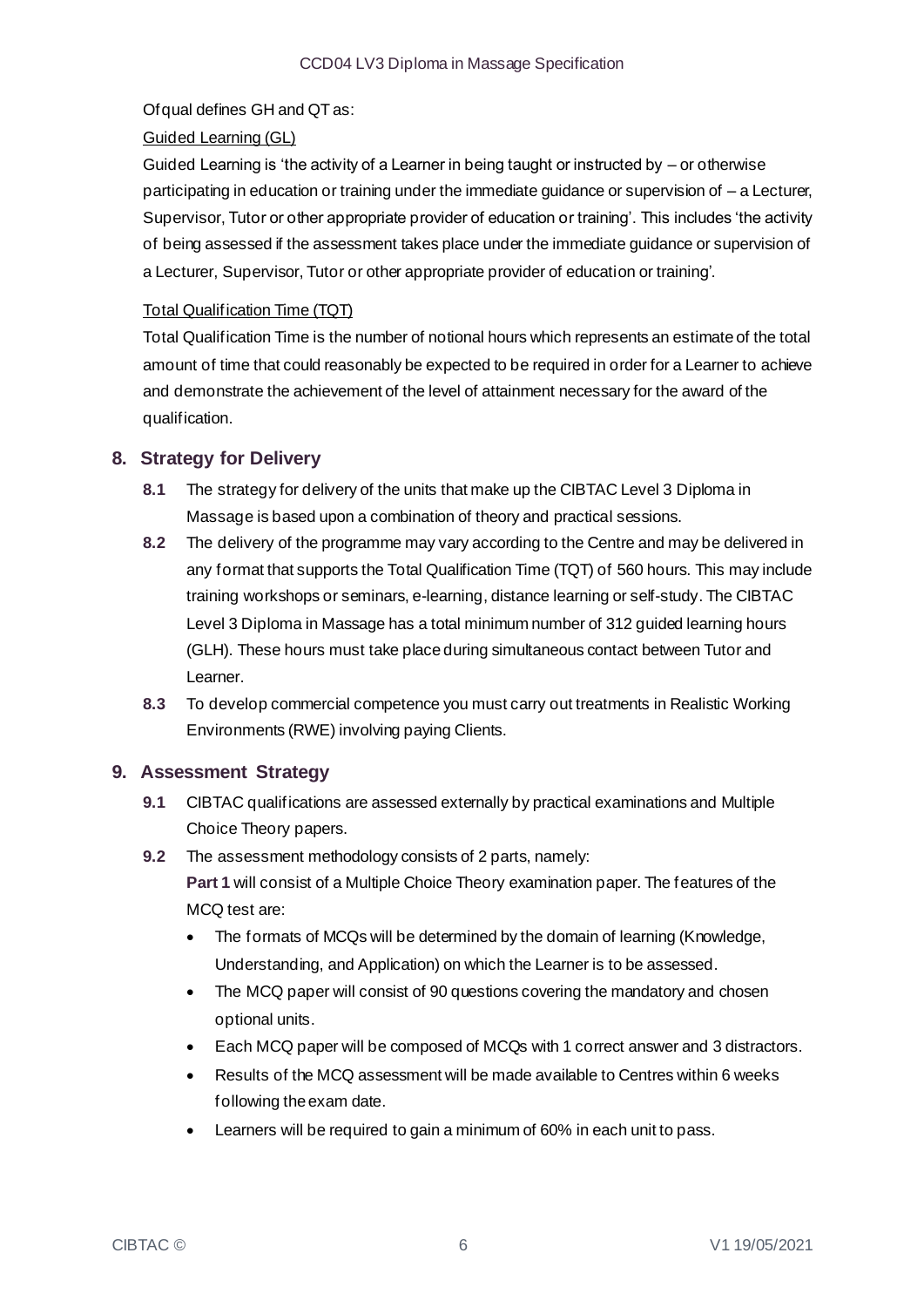Ofqual defines GH and QT as:

Guided Learning (GL)

Guided Learning is 'the activity of a Learner in being taught or instructed by – or otherwise participating in education or training under the immediate guidance or supervision of – a Lecturer, Supervisor, Tutor or other appropriate provider of education or training'. This includes 'the activity of being assessed if the assessment takes place under the immediate guidance or supervision of a Lecturer, Supervisor, Tutor or other appropriate provider of education or training'.

Total Qualification Time (TQT)

Total Qualification Time is the number of notional hours which represents an estimate of the total amount of time that could reasonably be expected to be required in order for a Learner to achieve and demonstrate the achievement of the level of attainment necessary for the award of the qualification.

## 8. Strategy for Delivery

**8.1** The strategy for delivery of the units that make up the CIBTAC Level 3 Diploma in Massage is based upon a combination of theory and practical sessions.

**8.2** The delivery of the programme may vary according to the Centre and may be delivered in any format that supports the Total Qualification Time (TQT) of 560 hours. This may include training workshops or seminars, e-learning, distance learning or self-study. The CIBTAC Level 3 Diploma in Massage has a total minimum number of 312 guided learning hours (GLH). These hours must take place during simultaneous contact between Tutor and Learner.

**8.3** To develop commercial competence you must carry out treatments in Realistic Working Environments (RWE) involving paying Clients.

## 9. Assessment Strategy

**9.1** CIBTAC qualifications are assessed externally by practical examinations and Multiple Choice Theory papers.

**9.2** The assessment methodology consists of 2 parts, namely:

**Part 1** will consist of a Multiple Choice Theory examination paper. The features of the MCQ test are:

- The formats of MCQs will be determined by the domain of learning (Knowledge, Understanding, and Application) on which the Learner is to be assessed.
- The MCQ paper will consist of 90 questions covering the mandatory and chosen optional units.
- Each MCQ paper will be composed of MCQs with 1 correct answer and 3 distractors.
- Results of the MCQ assessment will be made available to Centres within 6 weeks following the exam date.
- Learners will be required to gain a minimum of 60% in each unit to pass.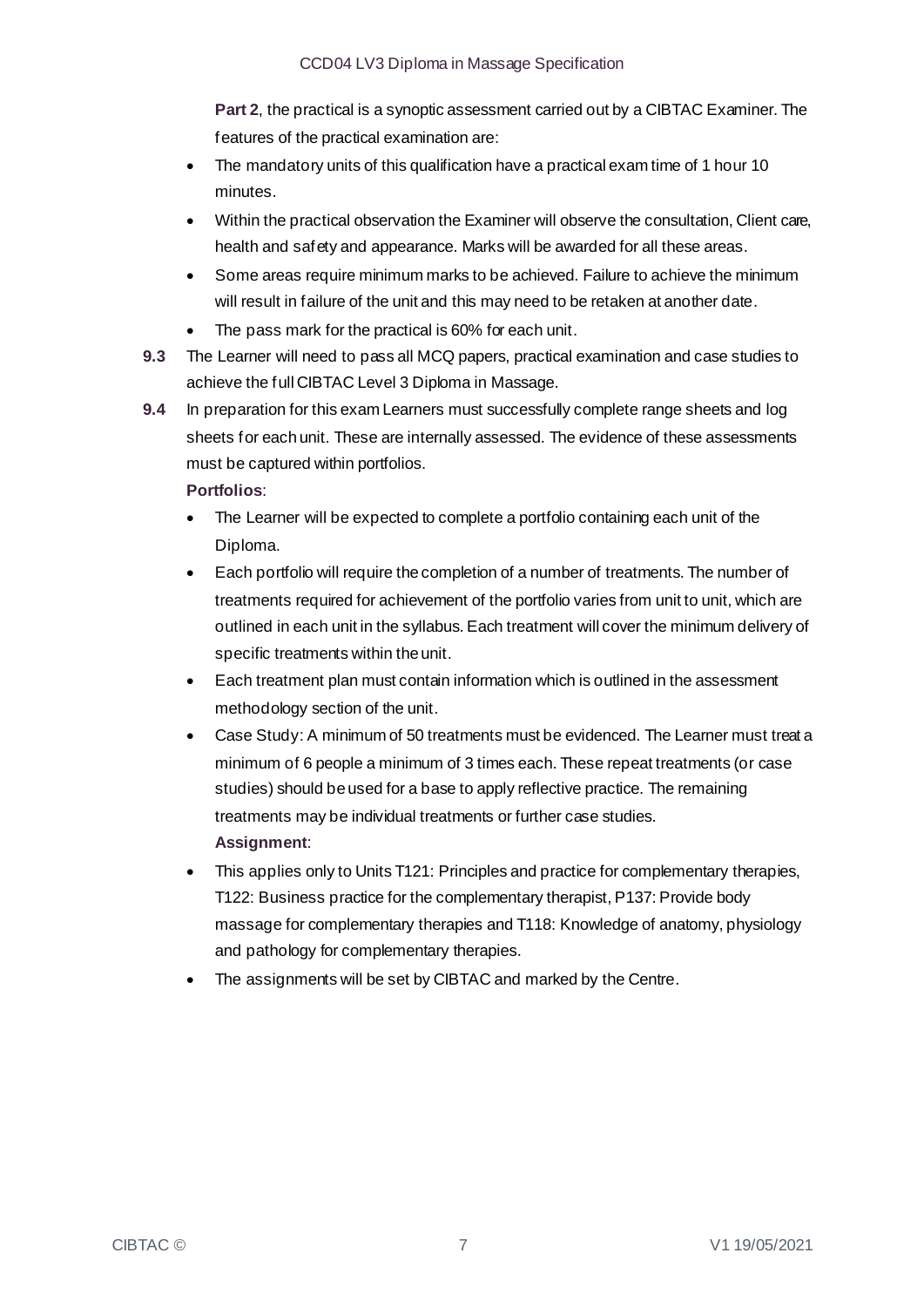**Part 2**, the practical is a synoptic assessment carried out by a CIBTAC Examiner. The features of the practical examination are:

- The mandatory units of this qualification have a practical exam time of 1 hour 10 minutes.
- Within the practical observation the Examiner will observe the consultation, Client care, health and safety and appearance. Marks will be awarded for all these areas.
- Some areas require minimum marks to be achieved. Failure to achieve the minimum will result in failure of the unit and this may need to be retaken at another date.
- The pass mark for the practical is 60% for each unit.

**9.3** The Learner will need to pass all MCQ papers, practical examination and case studies to achieve the full CIBTAC Level 3 Diploma in Massage.

**9.4** In preparation for this exam Learners must successfully complete range sheets and log sheets for each unit. These are internally assessed. The evidence of these assessments must be captured within portfolios.

**Portfolios**:

- The Learner will be expected to complete a portfolio containing each unit of the Diploma.
- Each portfolio will require the completion of a number of treatments. The number of treatments required for achievement of the portfolio varies from unit to unit, which are outlined in each unit in the syllabus. Each treatment will cover the minimum delivery of specific treatments within the unit.
- Each treatment plan must contain information which is outlined in the assessment methodology section of the unit.
- Case Study: A minimum of 50 treatments must be evidenced. The Learner must treat a minimum of 6 people a minimum of 3 times each. These repeat treatments (or case studies) should be used for a base to apply reflective practice. The remaining treatments may be individual treatments or further case studies.

**Assignment**:

- This applies only to Units T121: Principles and practice for complementary therapies, T122: Business practice for the complementary therapist, P137: Provide body massage for complementary therapies and T118: Knowledge of anatomy, physiology and pathology for complementary therapies.
- The assignments will be set by CIBTAC and marked by the Centre.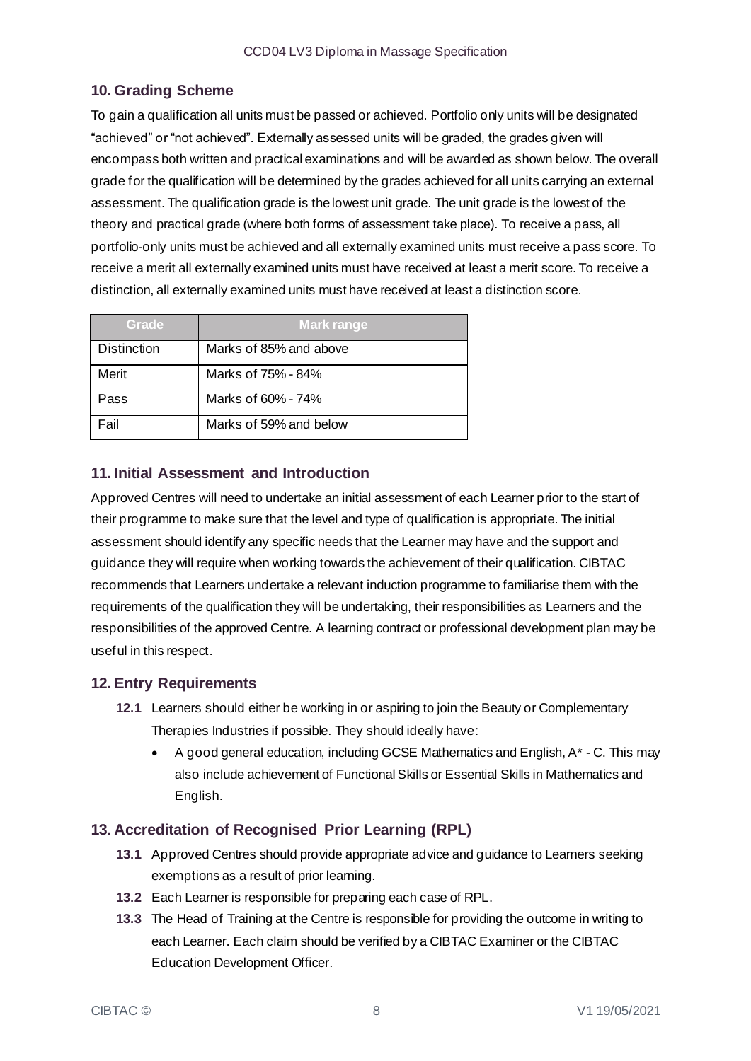## 10. Grading Scheme

To gain a qualification all units must be passed or achieved. Portfolio only units will be designated "achieved" or "not achieved". Externally assessed units will be graded, the grades given will encompass both written and practical examinations and will be awarded as shown below. The overall grade for the qualification will be determined by the grades achieved for all units carrying an external assessment. The qualification grade is the lowest unit grade. The unit grade is the lowest of the theory and practical grade (where both forms of assessment take place). To receive a pass, all portfolio-only units must be achieved and all externally examined units must receive a pass score. To receive a merit all externally examined units must have received at least a merit score. To receive a distinction, all externally examined units must have received at least a distinction score.

| Grade | Mark range |
|---|---|
| Distinction | Marks of 85% and above |
| Merit | Marks of 75% - 84% |
| Pass | Marks of 60% - 74% |
| Fail | Marks of 59% and below |

## 11. Initial Assessment and Introduction

Approved Centres will need to undertake an initial assessment of each Learner prior to the start of their programme to make sure that the level and type of qualification is appropriate. The initial assessment should identify any specific needs that the Learner may have and the support and guidance they will require when working towards the achievement of their qualification. CIBTAC recommends that Learners undertake a relevant induction programme to familiarise them with the requirements of the qualification they will be undertaking, their responsibilities as Learners and the responsibilities of the approved Centre. A learning contract or professional development plan may be useful in this respect.

## 12. Entry Requirements

**12.1** Learners should either be working in or aspiring to join the Beauty or Complementary Therapies Industries if possible. They should ideally have:

- A good general education, including GCSE Mathematics and English, A* - C. This may also include achievement of Functional Skills or Essential Skills in Mathematics and English.

## 13. Accreditation of Recognised Prior Learning (RPL)

**13.1** Approved Centres should provide appropriate advice and guidance to Learners seeking exemptions as a result of prior learning.

**13.2** Each Learner is responsible for preparing each case of RPL.

**13.3** The Head of Training at the Centre is responsible for providing the outcome in writing to each Learner. Each claim should be verified by a CIBTAC Examiner or the CIBTAC Education Development Officer.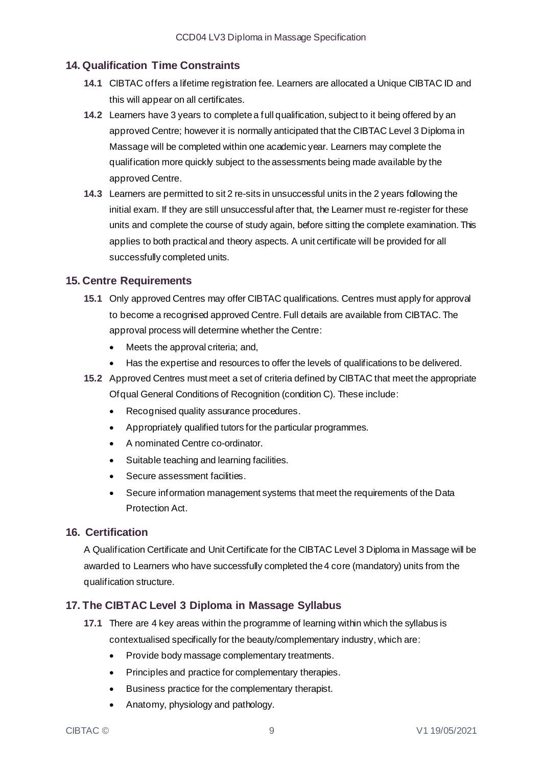## 14. Qualification Time Constraints

**14.1** CIBTAC offers a lifetime registration fee. Learners are allocated a Unique CIBTAC ID and this will appear on all certificates.

**14.2** Learners have 3 years to complete a full qualification, subject to it being offered by an approved Centre; however it is normally anticipated that the CIBTAC Level 3 Diploma in Massage will be completed within one academic year. Learners may complete the qualification more quickly subject to the assessments being made available by the approved Centre.

**14.3** Learners are permitted to sit 2 re-sits in unsuccessful units in the 2 years following the initial exam. If they are still unsuccessful after that, the Learner must re-register for these units and complete the course of study again, before sitting the complete examination. This applies to both practical and theory aspects. A unit certificate will be provided for all successfully completed units.

## 15. Centre Requirements

**15.1** Only approved Centres may offer CIBTAC qualifications. Centres must apply for approval to become a recognised approved Centre. Full details are available from CIBTAC. The approval process will determine whether the Centre:

- Meets the approval criteria; and,
- Has the expertise and resources to offer the levels of qualifications to be delivered.

**15.2** Approved Centres must meet a set of criteria defined by CIBTAC that meet the appropriate Ofqual General Conditions of Recognition (condition C). These include:

- Recognised quality assurance procedures.
- Appropriately qualified tutors for the particular programmes.
- A nominated Centre co-ordinator.
- Suitable teaching and learning facilities.
- Secure assessment facilities.
- Secure information management systems that meet the requirements of the Data Protection Act.

## 16. Certification

A Qualification Certificate and Unit Certificate for the CIBTAC Level 3 Diploma in Massage will be awarded to Learners who have successfully completed the 4 core (mandatory) units from the qualification structure.

## 17. The CIBTAC Level 3 Diploma in Massage Syllabus

**17.1** There are 4 key areas within the programme of learning within which the syllabus is contextualised specifically for the beauty/complementary industry, which are:

- Provide body massage complementary treatments.
- Principles and practice for complementary therapies.
- Business practice for the complementary therapist.
- Anatomy, physiology and pathology.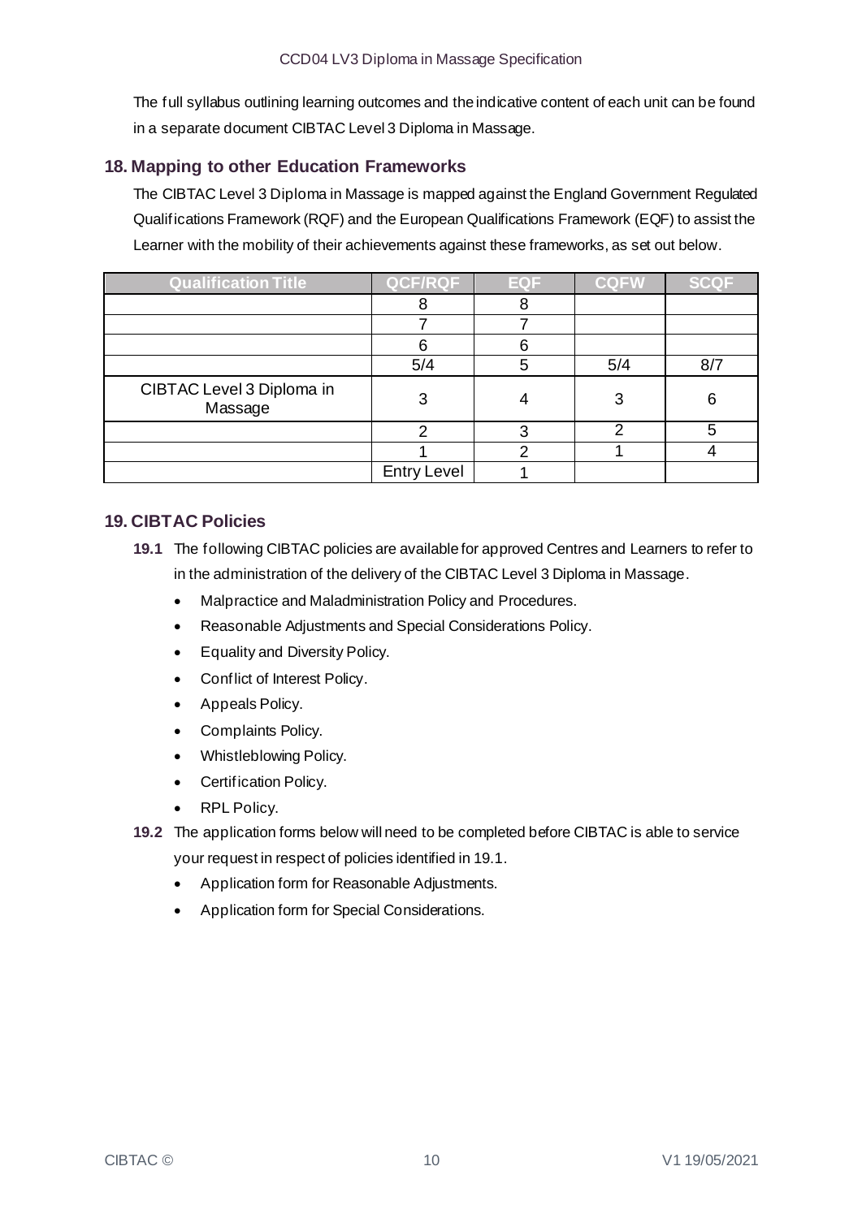The full syllabus outlining learning outcomes and the indicative content of each unit can be found in a separate document CIBTAC Level 3 Diploma in Massage.

## 18. Mapping to other Education Frameworks

The CIBTAC Level 3 Diploma in Massage is mapped against the England Government Regulated Qualifications Framework (RQF) and the European Qualifications Framework (EQF) to assist the Learner with the mobility of their achievements against these frameworks, as set out below.

| Qualification Title | QCF/RQF | EQF | CQFW | SCQF |
|---|---|---|---|---|
| | 8 | 8 | | |
| | 7 | 7 | | |
| | 6 | 6 | | |
| | 5/4 | 5 | 5/4 | 8/7 |
| CIBTAC Level 3 Diploma in Massage | 3 | 4 | 3 | 6 |
| | 2 | 3 | 2 | 5 |
| | 1 | 2 | 1 | 4 |
| | Entry Level | 1 | | |

## 19. CIBTAC Policies

**19.1** The following CIBTAC policies are available for approved Centres and Learners to refer to in the administration of the delivery of the CIBTAC Level 3 Diploma in Massage.

- Malpractice and Maladministration Policy and Procedures.
- Reasonable Adjustments and Special Considerations Policy.
- Equality and Diversity Policy.
- Conflict of Interest Policy.
- Appeals Policy.
- Complaints Policy.
- Whistleblowing Policy.
- Certification Policy.
- RPL Policy.

**19.2** The application forms below will need to be completed before CIBTAC is able to service your request in respect of policies identified in 19.1.

- Application form for Reasonable Adjustments.
- Application form for Special Considerations.